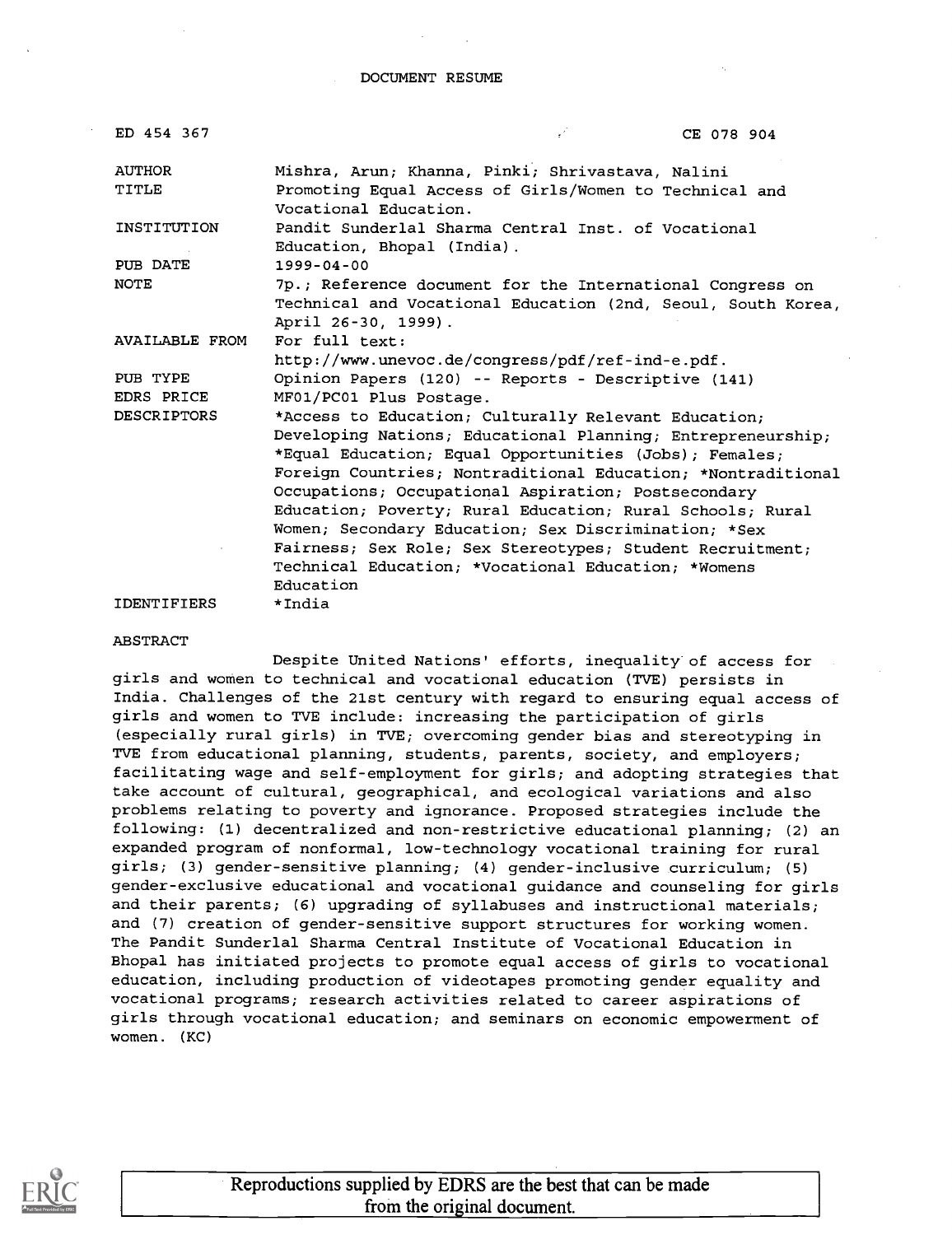DOCUMENT RESUME

| ED 454 367 | CE 078 904 |
|---|---|
| AUTHOR | Mishra, Arun; Khanna, Pinki; Shrivastava, Nalini |
| TITLE | Promoting Equal Access of Girls/Women to Technical and Vocational Education. |
| INSTITUTION | Pandit Sunderlal Sharma Central Inst. of Vocational Education, Bhopal (India). |
| PUB DATE | 1999-04-00 |
| NOTE | 7p.; Reference document for the International Congress on Technical and Vocational Education (2nd, Seoul, South Korea, April 26-30, 1999). |
| AVAILABLE FROM | For full text: http://www.unevoc.de/congress/pdf/ref-ind-e.pdf. |
| PUB TYPE | Opinion Papers (120) -- Reports - Descriptive (141) |
| EDRS PRICE | MF01/PC01 Plus Postage. |
| DESCRIPTORS | *Access to Education; Culturally Relevant Education; Developing Nations; Educational Planning; Entrepreneurship; *Equal Education; Equal Opportunities (Jobs); Females; Foreign Countries; Nontraditional Education; *Nontraditional Occupations; Occupational Aspiration; Postsecondary Education; Poverty; Rural Education; Rural Schools; Rural Women; Secondary Education; Sex Discrimination; *Sex Fairness; Sex Role; Sex Stereotypes; Student Recruitment; Technical Education; *Vocational Education; *Womens Education |
| IDENTIFIERS | *India |

ABSTRACT

Despite United Nations' efforts, inequality of access for girls and women to technical and vocational education (TVE) persists in India. Challenges of the 21st century with regard to ensuring equal access of girls and women to TVE include: increasing the participation of girls (especially rural girls) in TVE; overcoming gender bias and stereotyping in TVE from educational planning, students, parents, society, and employers; facilitating wage and self-employment for girls; and adopting strategies that take account of cultural, geographical, and ecological variations and also problems relating to poverty and ignorance. Proposed strategies include the following: (1) decentralized and non-restrictive educational planning; (2) an expanded program of nonformal, low-technology vocational training for rural girls; (3) gender-sensitive planning; (4) gender-inclusive curriculum; (5) gender-exclusive educational and vocational guidance and counseling for girls and their parents; (6) upgrading of syllabuses and instructional materials; and (7) creation of gender-sensitive support structures for working women. The Pandit Sunderlal Sharma Central Institute of Vocational Education in Bhopal has initiated projects to promote equal access of girls to vocational education, including production of videotapes promoting gender equality and vocational programs; research activities related to career aspirations of girls through vocational education; and seminars on economic empowerment of women. (KC)

Reproductions supplied by EDRS are the best that can be made from the original document.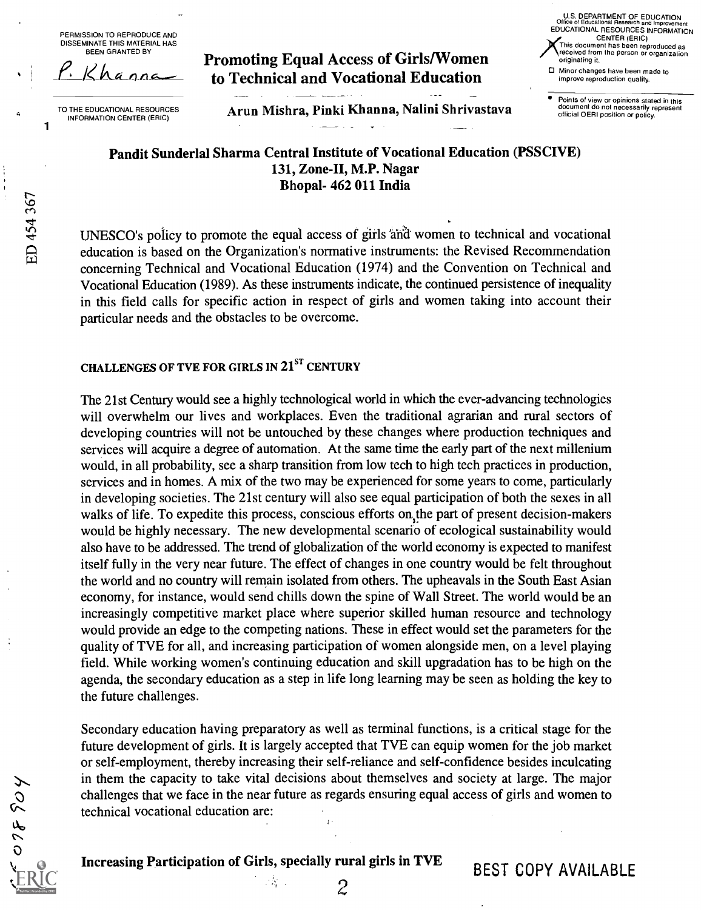# Promoting Equal Access of Girls/Women to Technical and Vocational Education

**Arun Mishra, Pinki Khanna, Nalini Shrivastava**

**Pandit Sunderlal Sharma Central Institute of Vocational Education (PSSCIVE)**
**131, Zone-II, M.P. Nagar**
**Bhopal- 462 011 India**

UNESCO's policy to promote the equal access of girls and women to technical and vocational education is based on the Organization's normative instruments: the Revised Recommendation concerning Technical and Vocational Education (1974) and the Convention on Technical and Vocational Education (1989). As these instruments indicate, the continued persistence of inequality in this field calls for specific action in respect of girls and women taking into account their particular needs and the obstacles to be overcome.

## CHALLENGES OF TVE FOR GIRLS IN 21ST CENTURY

The 21st Century would see a highly technological world in which the ever-advancing technologies will overwhelm our lives and workplaces. Even the traditional agrarian and rural sectors of developing countries will not be untouched by these changes where production techniques and services will acquire a degree of automation. At the same time the early part of the next millenium would, in all probability, see a sharp transition from low tech to high tech practices in production, services and in homes. A mix of the two may be experienced for some years to come, particularly in developing societies. The 21st century will also see equal participation of both the sexes in all walks of life. To expedite this process, conscious efforts on the part of present decision-makers would be highly necessary. The new developmental scenario of ecological sustainability would also have to be addressed. The trend of globalization of the world economy is expected to manifest itself fully in the very near future. The effect of changes in one country would be felt throughout the world and no country will remain isolated from others. The upheavals in the South East Asian economy, for instance, would send chills down the spine of Wall Street. The world would be an increasingly competitive market place where superior skilled human resource and technology would provide an edge to the competing nations. These in effect would set the parameters for the quality of TVE for all, and increasing participation of women alongside men, on a level playing field. While working women's continuing education and skill upgradation has to be high on the agenda, the secondary education as a step in life long learning may be seen as holding the key to the future challenges.

Secondary education having preparatory as well as terminal functions, is a critical stage for the future development of girls. It is largely accepted that TVE can equip women for the job market or self-employment, thereby increasing their self-reliance and self-confidence besides inculcating in them the capacity to take vital decisions about themselves and society at large. The major challenges that we face in the near future as regards ensuring equal access of girls and women to technical vocational education are:

**Increasing Participation of Girls, specially rural girls in TVE**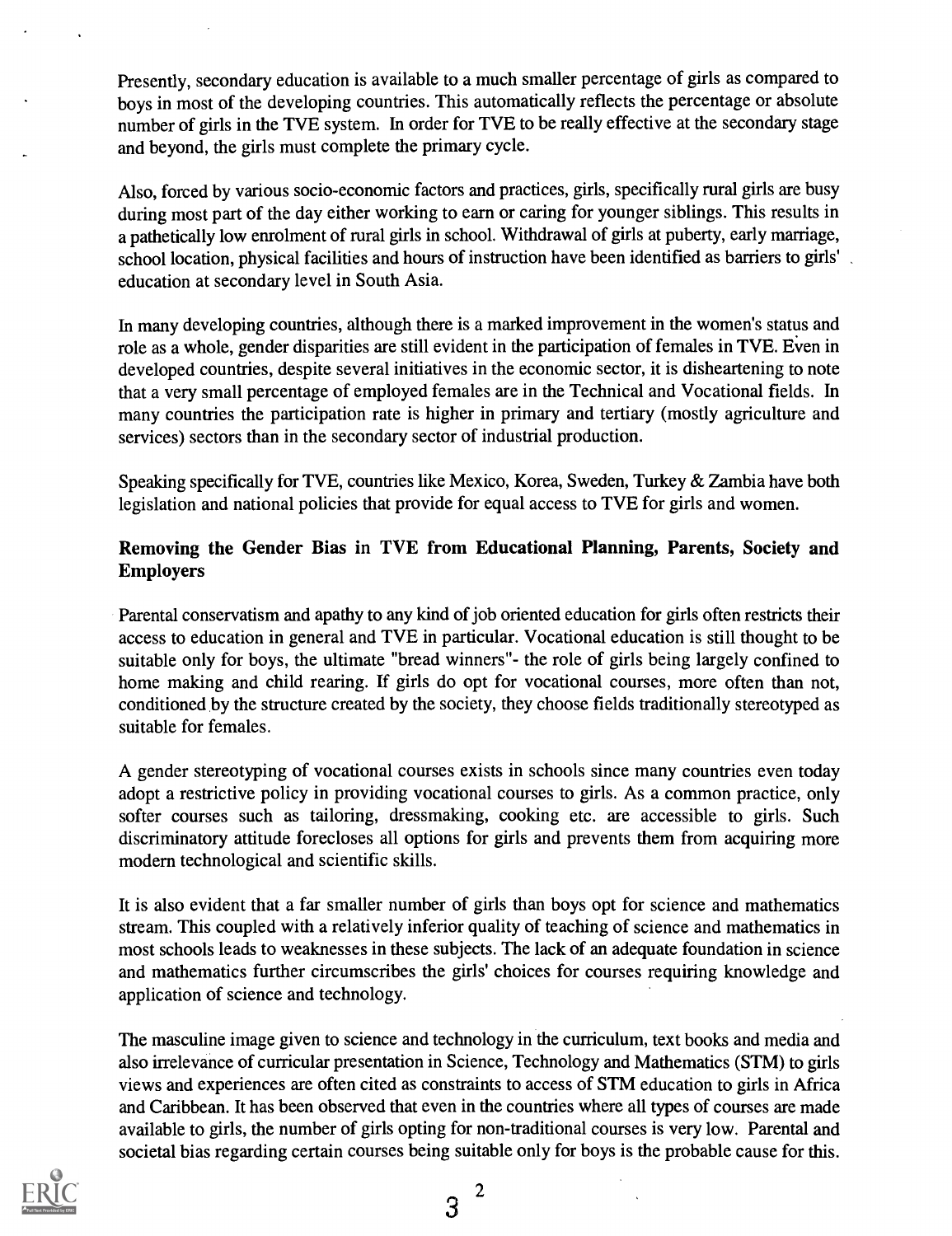Presently, secondary education is available to a much smaller percentage of girls as compared to boys in most of the developing countries. This automatically reflects the percentage or absolute number of girls in the TVE system. In order for TVE to be really effective at the secondary stage and beyond, the girls must complete the primary cycle.

Also, forced by various socio-economic factors and practices, girls, specifically rural girls are busy during most part of the day either working to earn or caring for younger siblings. This results in a pathetically low enrolment of rural girls in school. Withdrawal of girls at puberty, early marriage, school location, physical facilities and hours of instruction have been identified as barriers to girls' education at secondary level in South Asia.

In many developing countries, although there is a marked improvement in the women's status and role as a whole, gender disparities are still evident in the participation of females in TVE. Even in developed countries, despite several initiatives in the economic sector, it is disheartening to note that a very small percentage of employed females are in the Technical and Vocational fields. In many countries the participation rate is higher in primary and tertiary (mostly agriculture and services) sectors than in the secondary sector of industrial production.

Speaking specifically for TVE, countries like Mexico, Korea, Sweden, Turkey & Zambia have both legislation and national policies that provide for equal access to TVE for girls and women.

### Removing the Gender Bias in TVE from Educational Planning, Parents, Society and Employers

Parental conservatism and apathy to any kind of job oriented education for girls often restricts their access to education in general and TVE in particular. Vocational education is still thought to be suitable only for boys, the ultimate "bread winners"- the role of girls being largely confined to home making and child rearing. If girls do opt for vocational courses, more often than not, conditioned by the structure created by the society, they choose fields traditionally stereotyped as suitable for females.

A gender stereotyping of vocational courses exists in schools since many countries even today adopt a restrictive policy in providing vocational courses to girls. As a common practice, only softer courses such as tailoring, dressmaking, cooking etc. are accessible to girls. Such discriminatory attitude forecloses all options for girls and prevents them from acquiring more modern technological and scientific skills.

It is also evident that a far smaller number of girls than boys opt for science and mathematics stream. This coupled with a relatively inferior quality of teaching of science and mathematics in most schools leads to weaknesses in these subjects. The lack of an adequate foundation in science and mathematics further circumscribes the girls' choices for courses requiring knowledge and application of science and technology.

The masculine image given to science and technology in the curriculum, text books and media and also irrelevance of curricular presentation in Science, Technology and Mathematics (STM) to girls views and experiences are often cited as constraints to access of STM education to girls in Africa and Caribbean. It has been observed that even in the countries where all types of courses are made available to girls, the number of girls opting for non-traditional courses is very low. Parental and societal bias regarding certain courses being suitable only for boys is the probable cause for this.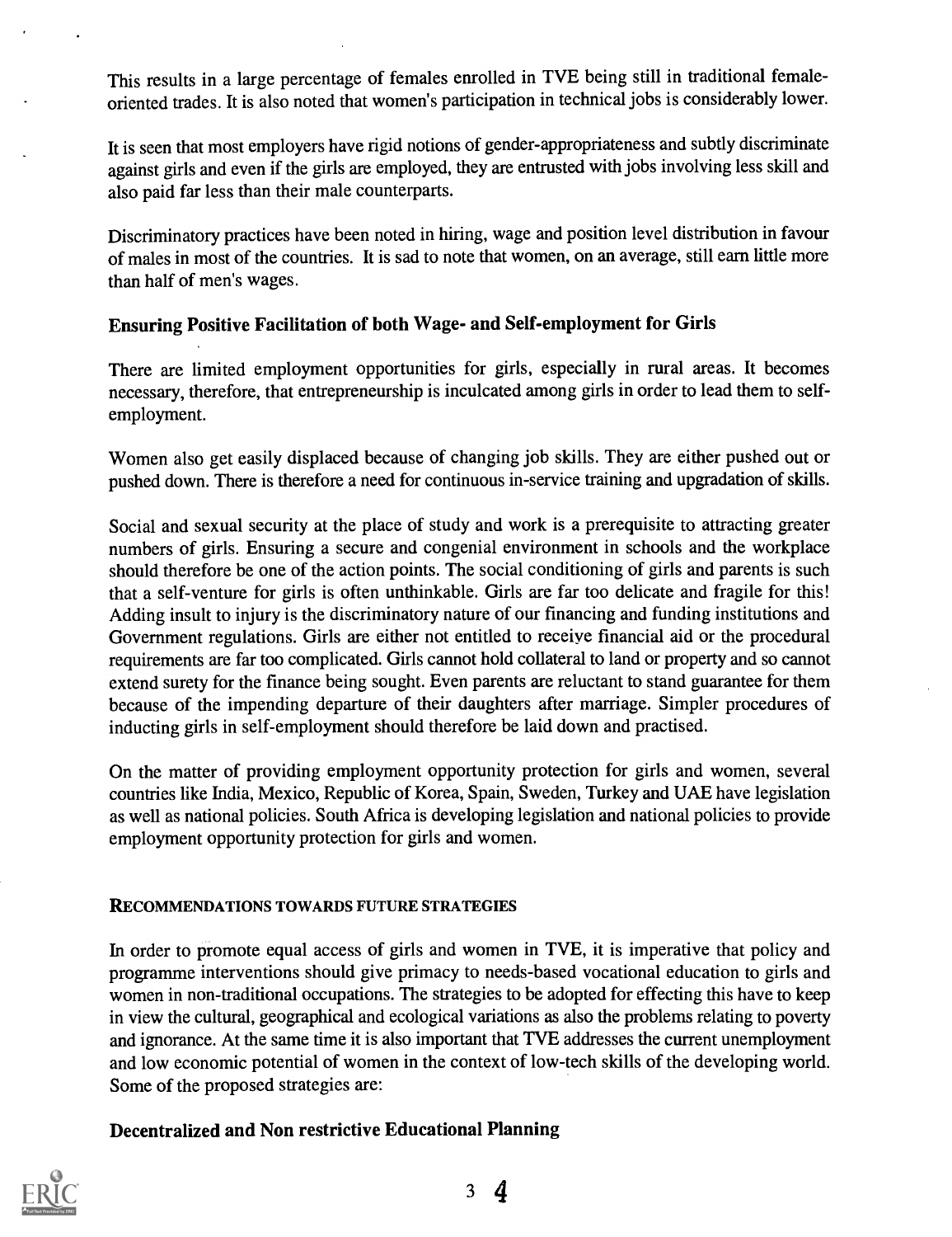This results in a large percentage of females enrolled in TVE being still in traditional female-oriented trades. It is also noted that women's participation in technical jobs is considerably lower.

It is seen that most employers have rigid notions of gender-appropriateness and subtly discriminate against girls and even if the girls are employed, they are entrusted with jobs involving less skill and also paid far less than their male counterparts.

Discriminatory practices have been noted in hiring, wage and position level distribution in favour of males in most of the countries. It is sad to note that women, on an average, still earn little more than half of men's wages.

### Ensuring Positive Facilitation of both Wage- and Self-employment for Girls

There are limited employment opportunities for girls, especially in rural areas. It becomes necessary, therefore, that entrepreneurship is inculcated among girls in order to lead them to self-employment.

Women also get easily displaced because of changing job skills. They are either pushed out or pushed down. There is therefore a need for continuous in-service training and upgradation of skills.

Social and sexual security at the place of study and work is a prerequisite to attracting greater numbers of girls. Ensuring a secure and congenial environment in schools and the workplace should therefore be one of the action points. The social conditioning of girls and parents is such that a self-venture for girls is often unthinkable. Girls are far too delicate and fragile for this! Adding insult to injury is the discriminatory nature of our financing and funding institutions and Government regulations. Girls are either not entitled to receive financial aid or the procedural requirements are far too complicated. Girls cannot hold collateral to land or property and so cannot extend surety for the finance being sought. Even parents are reluctant to stand guarantee for them because of the impending departure of their daughters after marriage. Simpler procedures of inducting girls in self-employment should therefore be laid down and practised.

On the matter of providing employment opportunity protection for girls and women, several countries like India, Mexico, Republic of Korea, Spain, Sweden, Turkey and UAE have legislation as well as national policies. South Africa is developing legislation and national policies to provide employment opportunity protection for girls and women.

## RECOMMENDATIONS TOWARDS FUTURE STRATEGIES

In order to promote equal access of girls and women in TVE, it is imperative that policy and programme interventions should give primacy to needs-based vocational education to girls and women in non-traditional occupations. The strategies to be adopted for effecting this have to keep in view the cultural, geographical and ecological variations as also the problems relating to poverty and ignorance. At the same time it is also important that TVE addresses the current unemployment and low economic potential of women in the context of low-tech skills of the developing world. Some of the proposed strategies are:

### Decentralized and Non restrictive Educational Planning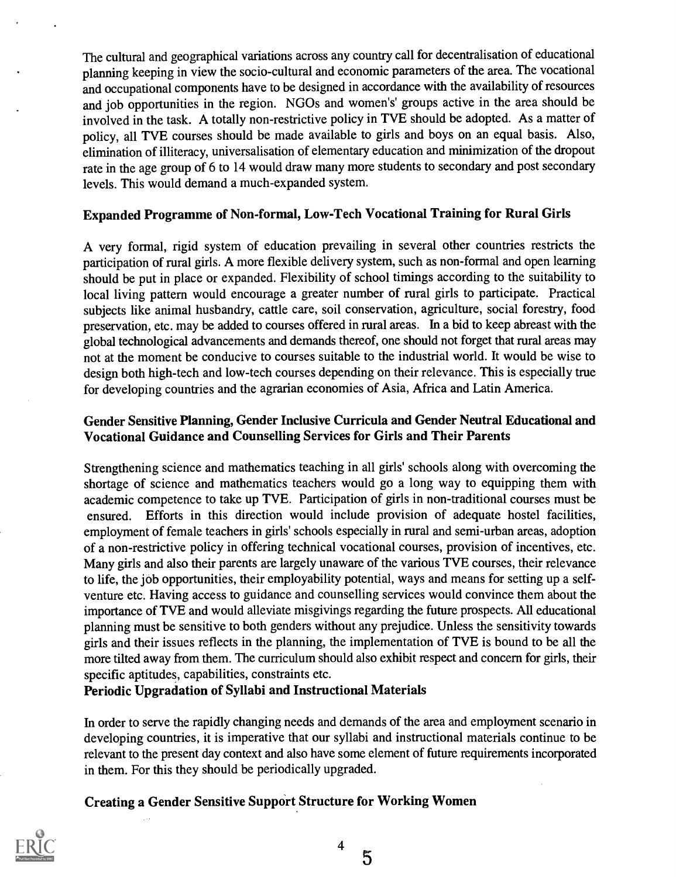The cultural and geographical variations across any country call for decentralisation of educational planning keeping in view the socio-cultural and economic parameters of the area. The vocational and occupational components have to be designed in accordance with the availability of resources and job opportunities in the region. NGOs and women's' groups active in the area should be involved in the task. A totally non-restrictive policy in TVE should be adopted. As a matter of policy, all TVE courses should be made available to girls and boys on an equal basis. Also, elimination of illiteracy, universalisation of elementary education and minimization of the dropout rate in the age group of 6 to 14 would draw many more students to secondary and post secondary levels. This would demand a much-expanded system.

## Expanded Programme of Non-formal, Low-Tech Vocational Training for Rural Girls

A very formal, rigid system of education prevailing in several other countries restricts the participation of rural girls. A more flexible delivery system, such as non-formal and open learning should be put in place or expanded. Flexibility of school timings according to the suitability to local living pattern would encourage a greater number of rural girls to participate. Practical subjects like animal husbandry, cattle care, soil conservation, agriculture, social forestry, food preservation, etc. may be added to courses offered in rural areas. In a bid to keep abreast with the global technological advancements and demands thereof, one should not forget that rural areas may not at the moment be conducive to courses suitable to the industrial world. It would be wise to design both high-tech and low-tech courses depending on their relevance. This is especially true for developing countries and the agrarian economies of Asia, Africa and Latin America.

## Gender Sensitive Planning, Gender Inclusive Curricula and Gender Neutral Educational and Vocational Guidance and Counselling Services for Girls and Their Parents

Strengthening science and mathematics teaching in all girls' schools along with overcoming the shortage of science and mathematics teachers would go a long way to equipping them with academic competence to take up TVE. Participation of girls in non-traditional courses must be ensured. Efforts in this direction would include provision of adequate hostel facilities, employment of female teachers in girls' schools especially in rural and semi-urban areas, adoption of a non-restrictive policy in offering technical vocational courses, provision of incentives, etc. Many girls and also their parents are largely unaware of the various TVE courses, their relevance to life, the job opportunities, their employability potential, ways and means for setting up a self-venture etc. Having access to guidance and counselling services would convince them about the importance of TVE and would alleviate misgivings regarding the future prospects. All educational planning must be sensitive to both genders without any prejudice. Unless the sensitivity towards girls and their issues reflects in the planning, the implementation of TVE is bound to be all the more tilted away from them. The curriculum should also exhibit respect and concern for girls, their specific aptitudes, capabilities, constraints etc.

## Periodic Upgradation of Syllabi and Instructional Materials

In order to serve the rapidly changing needs and demands of the area and employment scenario in developing countries, it is imperative that our syllabi and instructional materials continue to be relevant to the present day context and also have some element of future requirements incorporated in them. For this they should be periodically upgraded.

## Creating a Gender Sensitive Support Structure for Working Women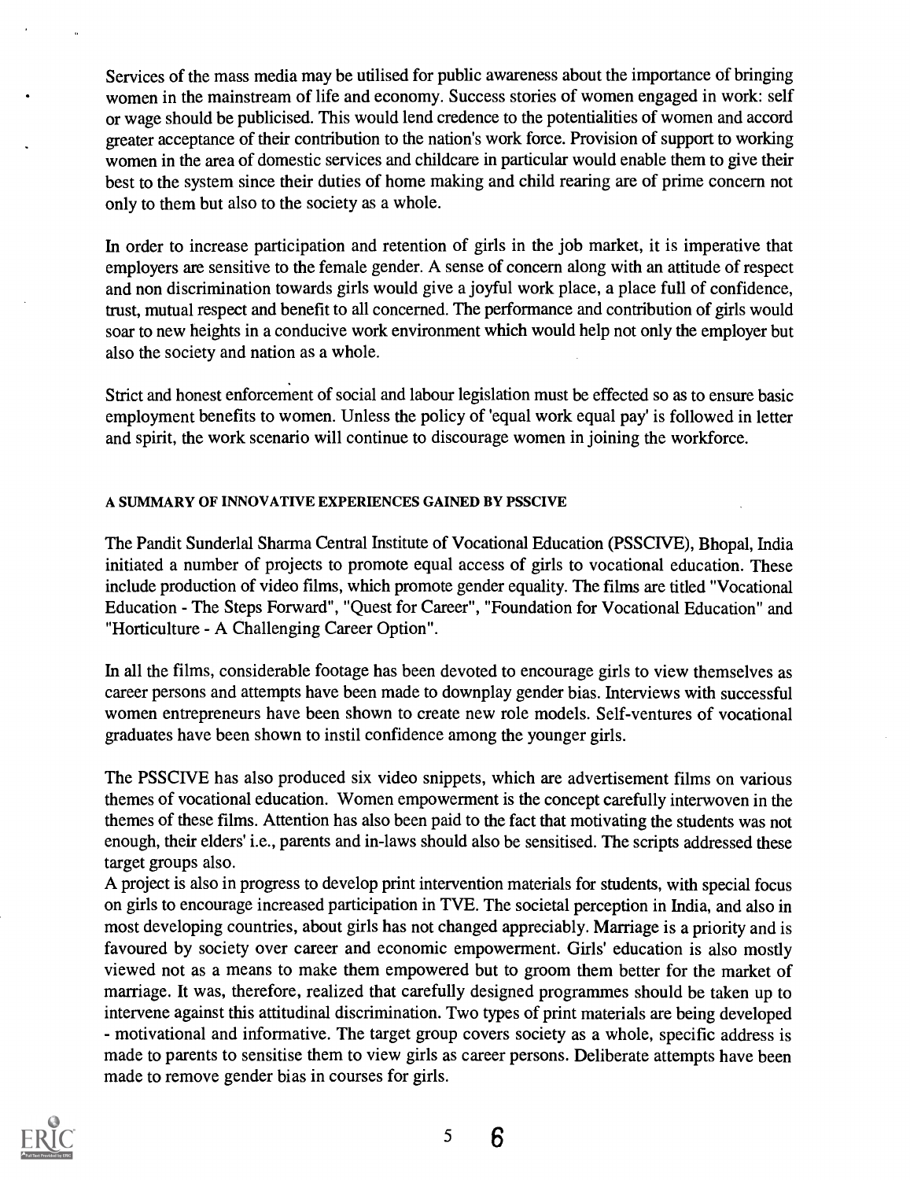Services of the mass media may be utilised for public awareness about the importance of bringing women in the mainstream of life and economy. Success stories of women engaged in work: self or wage should be publicised. This would lend credence to the potentialities of women and accord greater acceptance of their contribution to the nation's work force. Provision of support to working women in the area of domestic services and childcare in particular would enable them to give their best to the system since their duties of home making and child rearing are of prime concern not only to them but also to the society as a whole.

In order to increase participation and retention of girls in the job market, it is imperative that employers are sensitive to the female gender. A sense of concern along with an attitude of respect and non discrimination towards girls would give a joyful work place, a place full of confidence, trust, mutual respect and benefit to all concerned. The performance and contribution of girls would soar to new heights in a conducive work environment which would help not only the employer but also the society and nation as a whole.

Strict and honest enforcement of social and labour legislation must be effected so as to ensure basic employment benefits to women. Unless the policy of 'equal work equal pay' is followed in letter and spirit, the work scenario will continue to discourage women in joining the workforce.

#### A SUMMARY OF INNOVATIVE EXPERIENCES GAINED BY PSSCIVE

The Pandit Sunderlal Sharma Central Institute of Vocational Education (PSSCIVE), Bhopal, India initiated a number of projects to promote equal access of girls to vocational education. These include production of video films, which promote gender equality. The films are titled "Vocational Education - The Steps Forward", "Quest for Career", "Foundation for Vocational Education" and "Horticulture - A Challenging Career Option".

In all the films, considerable footage has been devoted to encourage girls to view themselves as career persons and attempts have been made to downplay gender bias. Interviews with successful women entrepreneurs have been shown to create new role models. Self-ventures of vocational graduates have been shown to instil confidence among the younger girls.

The PSSCIVE has also produced six video snippets, which are advertisement films on various themes of vocational education. Women empowerment is the concept carefully interwoven in the themes of these films. Attention has also been paid to the fact that motivating the students was not enough, their elders' i.e., parents and in-laws should also be sensitised. The scripts addressed these target groups also.

A project is also in progress to develop print intervention materials for students, with special focus on girls to encourage increased participation in TVE. The societal perception in India, and also in most developing countries, about girls has not changed appreciably. Marriage is a priority and is favoured by society over career and economic empowerment. Girls' education is also mostly viewed not as a means to make them empowered but to groom them better for the market of marriage. It was, therefore, realized that carefully designed programmes should be taken up to intervene against this attitudinal discrimination. Two types of print materials are being developed - motivational and informative. The target group covers society as a whole, specific address is made to parents to sensitise them to view girls as career persons. Deliberate attempts have been made to remove gender bias in courses for girls.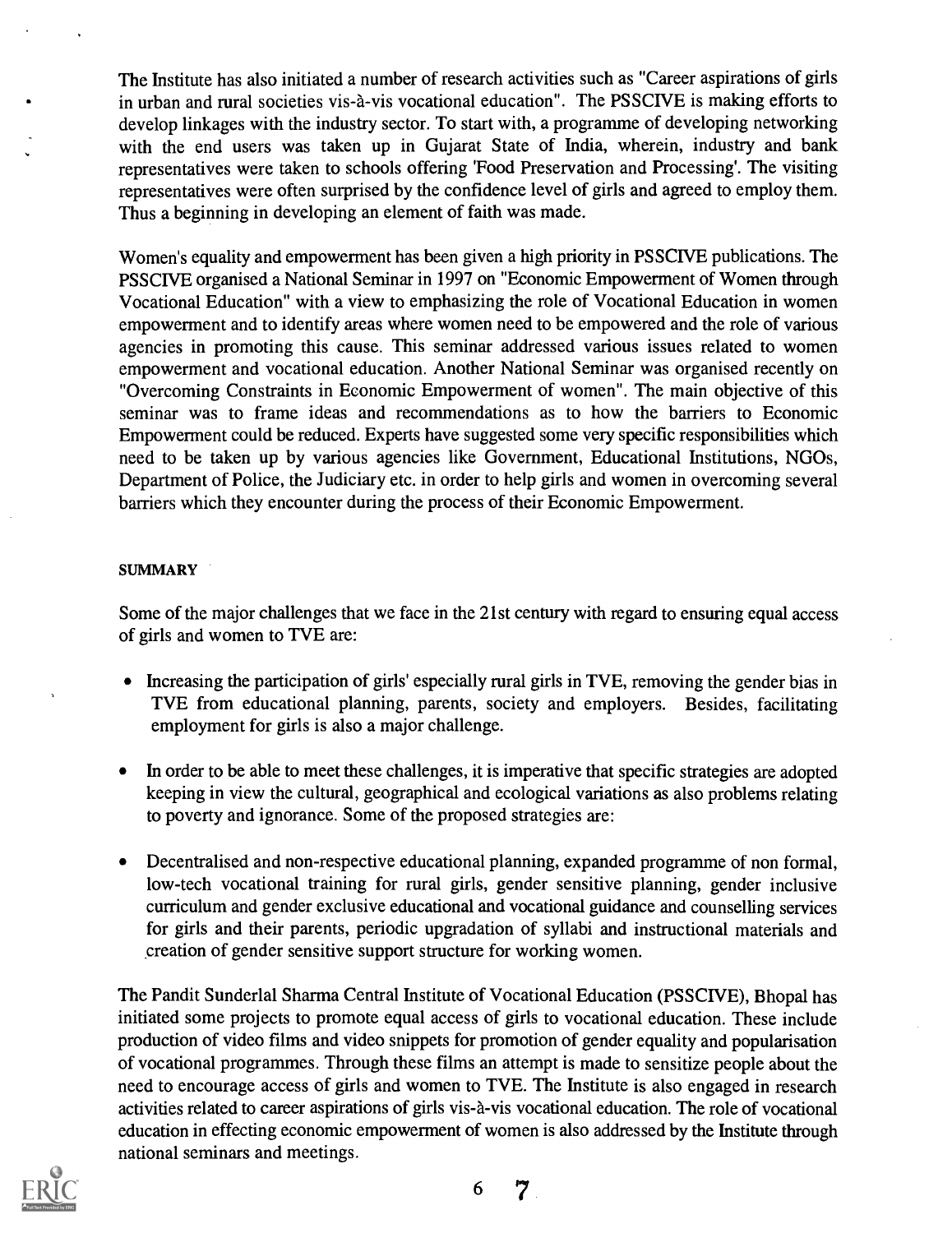The Institute has also initiated a number of research activities such as "Career aspirations of girls in urban and rural societies vis-à-vis vocational education". The PSSCIVE is making efforts to develop linkages with the industry sector. To start with, a programme of developing networking with the end users was taken up in Gujarat State of India, wherein, industry and bank representatives were taken to schools offering 'Food Preservation and Processing'. The visiting representatives were often surprised by the confidence level of girls and agreed to employ them. Thus a beginning in developing an element of faith was made.

Women's equality and empowerment has been given a high priority in PSSCIVE publications. The PSSCIVE organised a National Seminar in 1997 on "Economic Empowerment of Women through Vocational Education" with a view to emphasizing the role of Vocational Education in women empowerment and to identify areas where women need to be empowered and the role of various agencies in promoting this cause. This seminar addressed various issues related to women empowerment and vocational education. Another National Seminar was organised recently on "Overcoming Constraints in Economic Empowerment of women". The main objective of this seminar was to frame ideas and recommendations as to how the barriers to Economic Empowerment could be reduced. Experts have suggested some very specific responsibilities which need to be taken up by various agencies like Government, Educational Institutions, NGOs, Department of Police, the Judiciary etc. in order to help girls and women in overcoming several barriers which they encounter during the process of their Economic Empowerment.

## SUMMARY

Some of the major challenges that we face in the 21st century with regard to ensuring equal access of girls and women to TVE are:

- Increasing the participation of girls' especially rural girls in TVE, removing the gender bias in TVE from educational planning, parents, society and employers. Besides, facilitating employment for girls is also a major challenge.
- In order to be able to meet these challenges, it is imperative that specific strategies are adopted keeping in view the cultural, geographical and ecological variations as also problems relating to poverty and ignorance. Some of the proposed strategies are:
- Decentralised and non-respective educational planning, expanded programme of non formal, low-tech vocational training for rural girls, gender sensitive planning, gender inclusive curriculum and gender exclusive educational and vocational guidance and counselling services for girls and their parents, periodic upgradation of syllabi and instructional materials and creation of gender sensitive support structure for working women.

The Pandit Sunderlal Sharma Central Institute of Vocational Education (PSSCIVE), Bhopal has initiated some projects to promote equal access of girls to vocational education. These include production of video films and video snippets for promotion of gender equality and popularisation of vocational programmes. Through these films an attempt is made to sensitize people about the need to encourage access of girls and women to TVE. The Institute is also engaged in research activities related to career aspirations of girls vis-à-vis vocational education. The role of vocational education in effecting economic empowerment of women is also addressed by the Institute through national seminars and meetings.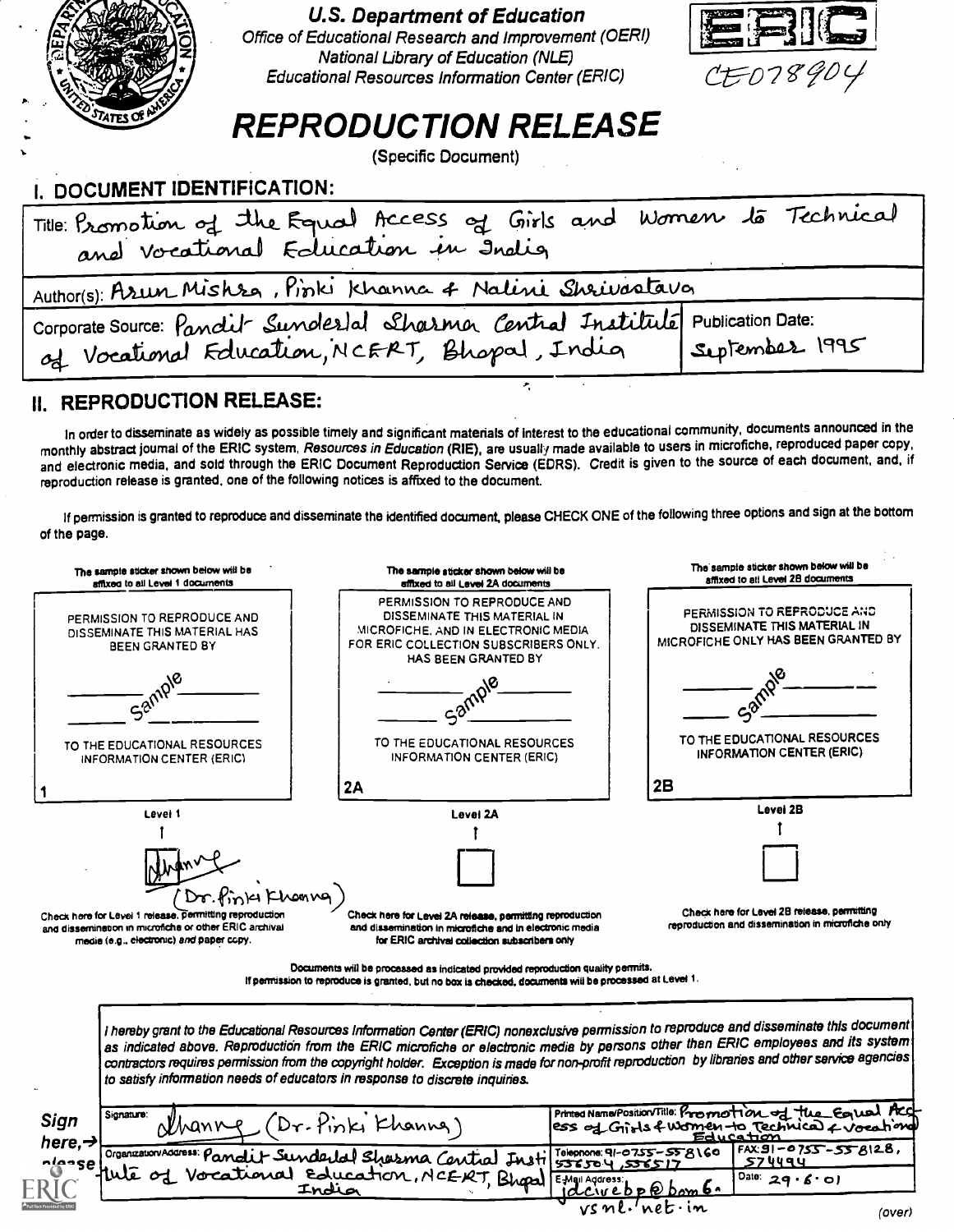**U.S. Department of Education**
Office of Educational Research and Improvement (OERI)
National Library of Education (NLE)
Educational Resources Information Center (ERIC)

CE078904

# REPRODUCTION RELEASE

(Specific Document)

## I. DOCUMENT IDENTIFICATION:

Title: Promotion of the Equal Access of Girls and Women to Technical and Vocational Education in India

Author(s): Arun Mishra, Pinki Khanna & Nalini Shrivastava

Corporate Source: Pandit Sunderlal Sharma Central Institute of Vocational Education, NCERT, Bhopal, India

Publication Date: September 1995

## II. REPRODUCTION RELEASE:

In order to disseminate as widely as possible timely and significant materials of interest to the educational community, documents announced in the monthly abstract journal of the ERIC system, *Resources in Education* (RIE), are usually made available to users in microfiche, reproduced paper copy, and electronic media, and sold through the ERIC Document Reproduction Service (EDRS). Credit is given to the source of each document, and, if reproduction release is granted, one of the following notices is affixed to the document.

If permission is granted to reproduce and disseminate the identified document, please CHECK ONE of the following three options and sign at the bottom of the page.

| The sample sticker shown below will be affixed to all Level 1 documents | The sample sticker shown below will be affixed to all Level 2A documents | The sample sticker shown below will be affixed to all Level 2B documents |
|---|---|---|
| PERMISSION TO REPRODUCE AND DISSEMINATE THIS MATERIAL HAS BEEN GRANTED BY<br>Sample<br>TO THE EDUCATIONAL RESOURCES INFORMATION CENTER (ERIC)<br>1 | PERMISSION TO REPRODUCE AND DISSEMINATE THIS MATERIAL IN MICROFICHE, AND IN ELECTRONIC MEDIA FOR ERIC COLLECTION SUBSCRIBERS ONLY, HAS BEEN GRANTED BY<br>Sample<br>TO THE EDUCATIONAL RESOURCES INFORMATION CENTER (ERIC)<br>2A | PERMISSION TO REPRODUCE AND DISSEMINATE THIS MATERIAL IN MICROFICHE ONLY HAS BEEN GRANTED BY<br>Sample<br>TO THE EDUCATIONAL RESOURCES INFORMATION CENTER (ERIC)<br>2B |
| Level 1 | Level 2A | Level 2B |
| [checked] Khanna (Dr. Pinki Khanna)<br>Check here for Level 1 release, permitting reproduction and dissemination in microfiche or other ERIC archival media (e.g., electronic) *and* paper copy. | [ ]<br>Check here for Level 2A release, permitting reproduction and dissemination in microfiche and in electronic media for ERIC archival collection subscribers only | [ ]<br>Check here for Level 2B release, permitting reproduction and dissemination in microfiche only |

Documents will be processed as indicated provided reproduction quality permits.
If permission to reproduce is granted, but no box is checked, documents will be processed at Level 1.

*I hereby grant to the Educational Resources Information Center (ERIC) nonexclusive permission to reproduce and disseminate this document as indicated above. Reproduction from the ERIC microfiche or electronic media by persons other than ERIC employees and its system contractors requires permission from the copyright holder. Exception is made for non-profit reproduction by libraries and other service agencies to satisfy information needs of educators in response to discrete inquiries.*

**Sign here, → please**

| | |
|---|---|
| Signature: Khanna (Dr. Pinki Khanna) | Printed Name/Position/Title: Promotion of the Equal Access of Girls & Women to Technical & Vocational Education |
| Organization/Address: Pandit Sunderlal Sharma Central Institute of Vocational Education, NCERT, Bhopal India | Telephone: 91-0755-558160 556504, 556517 |
| | FAX: 91-0755-558128, 574494 |
| | E-Mail Address: jdcivebp@bom6.vsnl.net.in |
| | Date: 29.6.01 |

(over)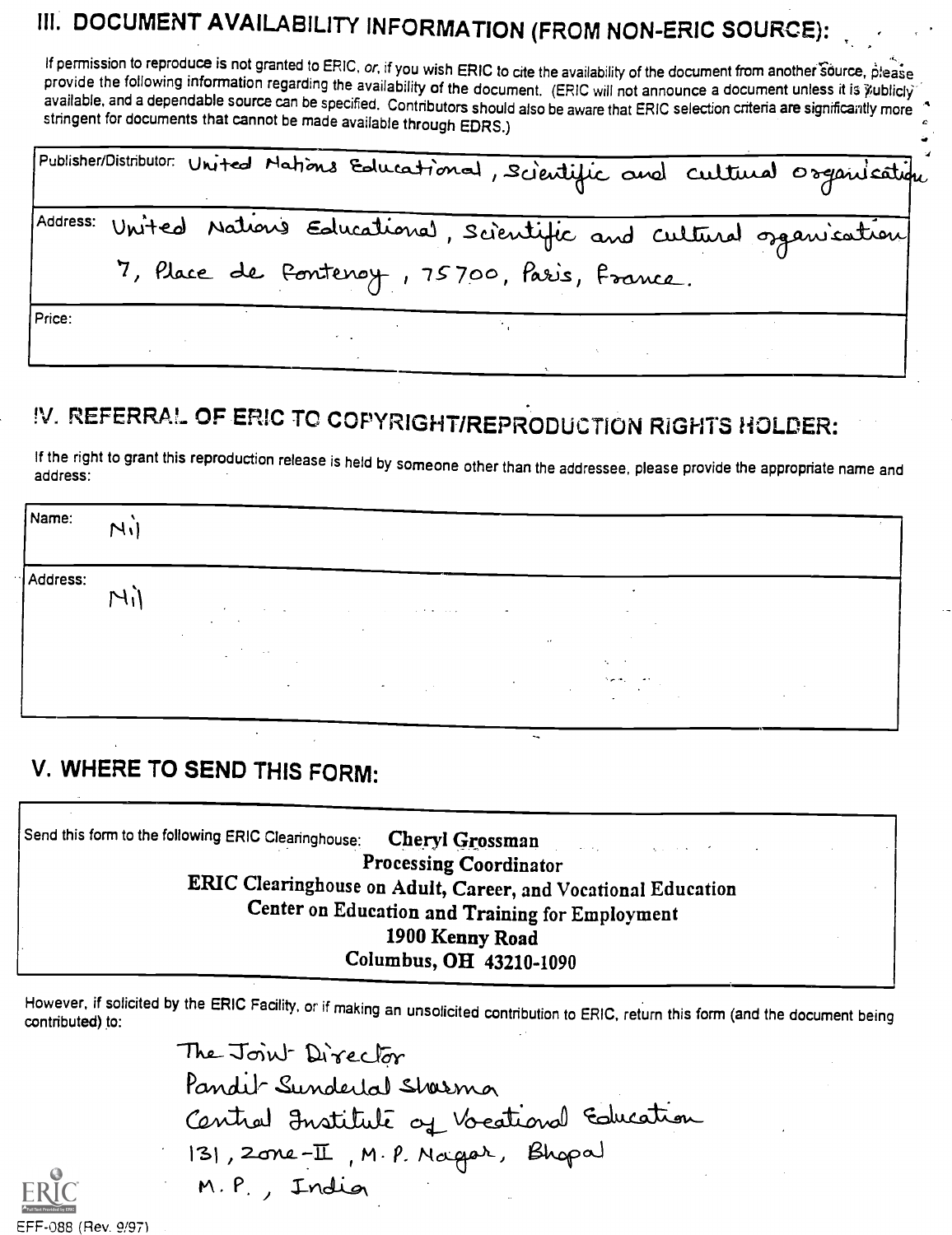## III. DOCUMENT AVAILABILITY INFORMATION (FROM NON-ERIC SOURCE):

If permission to reproduce is not granted to ERIC, *or*, if you wish ERIC to cite the availability of the document from another source, please provide the following information regarding the availability of the document. (ERIC will not announce a document unless it is publicly available, and a dependable source can be specified. Contributors should also be aware that ERIC selection criteria are significantly more stringent for documents that cannot be made available through EDRS.)

| | |
|---|---|
| Publisher/Distributor: | United Nations Educational, Scientific and cultural organization |
| Address: | United Nations Educational, Scientific and cultural organization 7, Place de Fontenoy, 75700, Paris, France. |
| Price: | |

## IV. REFERRAL OF ERIC TO COPYRIGHT/REPRODUCTION RIGHTS HOLDER:

If the right to grant this reproduction release is held by someone other than the addressee, please provide the appropriate name and address:

| | |
|---|---|
| Name: | Nil |
| Address: | Nil |

## V. WHERE TO SEND THIS FORM:

Send this form to the following ERIC Clearinghouse: **Cheryl Grossman**
**Processing Coordinator**
**ERIC Clearinghouse on Adult, Career, and Vocational Education**
**Center on Education and Training for Employment**
**1900 Kenny Road**
**Columbus, OH 43210-1090**

However, if solicited by the ERIC Facility, or if making an unsolicited contribution to ERIC, return this form (and the document being contributed) to:

The Joint Director
Pandit Sunderlal Sharma
Central Institute of Vocational Education
131, Zone-II, M.P. Nagar, Bhopal
M.P., India

EFF-088 (Rev. 9/97)